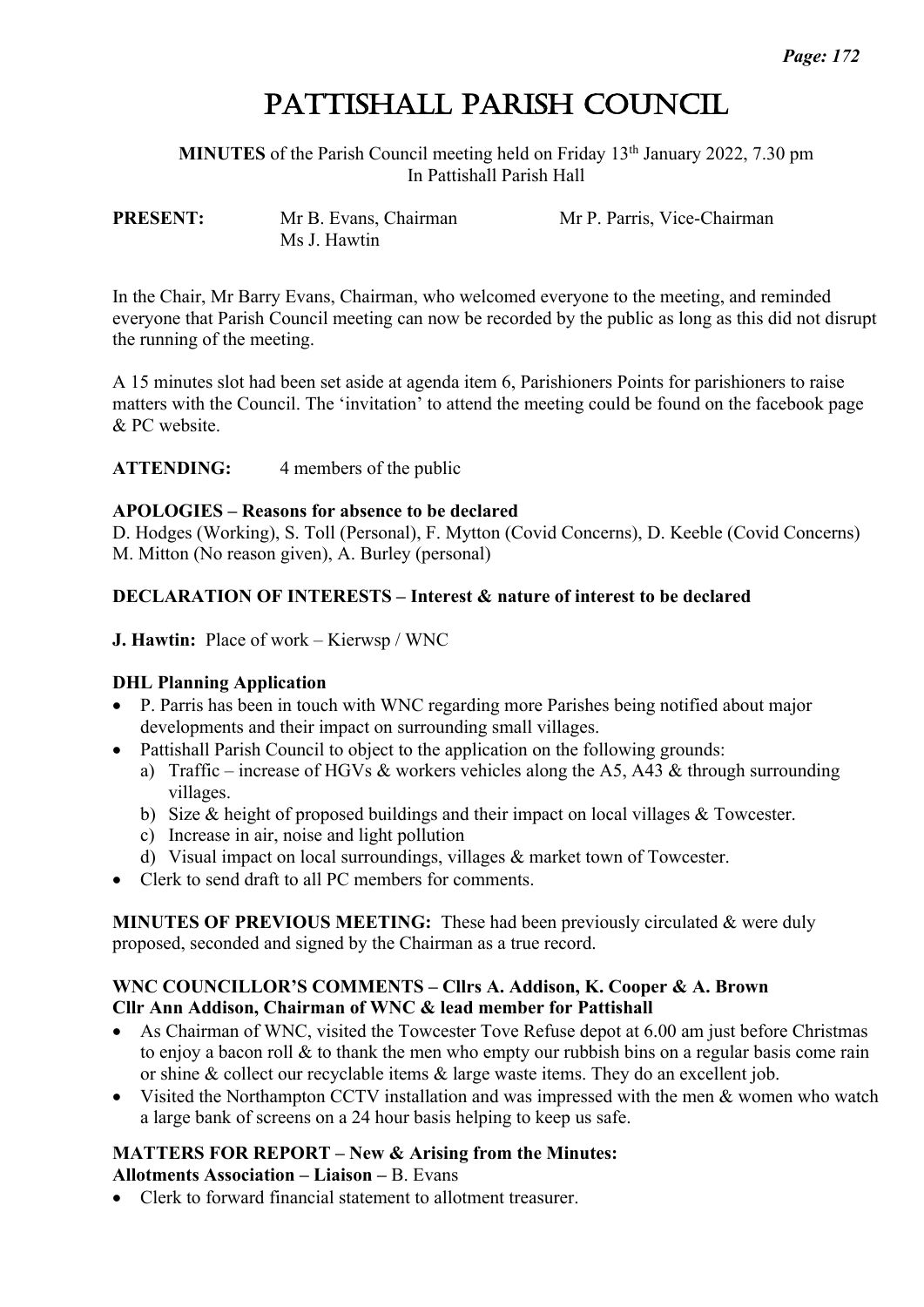# Pattishall Parish Council

**MINUTES** of the Parish Council meeting held on Friday 13th January 2022, 7.30 pm
In Pattishall Parish Hall

**PRESENT:** Mr B. Evans, Chairman; Mr P. Parris, Vice-Chairman; Ms J. Hawtin

In the Chair, Mr Barry Evans, Chairman, who welcomed everyone to the meeting, and reminded everyone that Parish Council meeting can now be recorded by the public as long as this did not disrupt the running of the meeting.

A 15 minutes slot had been set aside at agenda item 6, Parishioners Points for parishioners to raise matters with the Council. The 'invitation' to attend the meeting could be found on the facebook page & PC website.

**ATTENDING:** 4 members of the public

**APOLOGIES – Reasons for absence to be declared**
D. Hodges (Working), S. Toll (Personal), F. Mytton (Covid Concerns), D. Keeble (Covid Concerns) M. Mitton (No reason given), A. Burley (personal)

**DECLARATION OF INTERESTS – Interest & nature of interest to be declared**

**J. Hawtin:** Place of work – Kierwsp / WNC

**DHL Planning Application**

- P. Parris has been in touch with WNC regarding more Parishes being notified about major developments and their impact on surrounding small villages.
- Pattishall Parish Council to object to the application on the following grounds:
  a) Traffic – increase of HGVs & workers vehicles along the A5, A43 & through surrounding villages.
  b) Size & height of proposed buildings and their impact on local villages & Towcester.
  c) Increase in air, noise and light pollution
  d) Visual impact on local surroundings, villages & market town of Towcester.
- Clerk to send draft to all PC members for comments.

**MINUTES OF PREVIOUS MEETING:** These had been previously circulated & were duly proposed, seconded and signed by the Chairman as a true record.

**WNC COUNCILLOR'S COMMENTS – Cllrs A. Addison, K. Cooper & A. Brown**
**Cllr Ann Addison, Chairman of WNC & lead member for Pattishall**

- As Chairman of WNC, visited the Towcester Tove Refuse depot at 6.00 am just before Christmas to enjoy a bacon roll & to thank the men who empty our rubbish bins on a regular basis come rain or shine & collect our recyclable items & large waste items. They do an excellent job.
- Visited the Northampton CCTV installation and was impressed with the men & women who watch a large bank of screens on a 24 hour basis helping to keep us safe.

**MATTERS FOR REPORT – New & Arising from the Minutes:**
**Allotments Association – Liaison –** B. Evans

- Clerk to forward financial statement to allotment treasurer.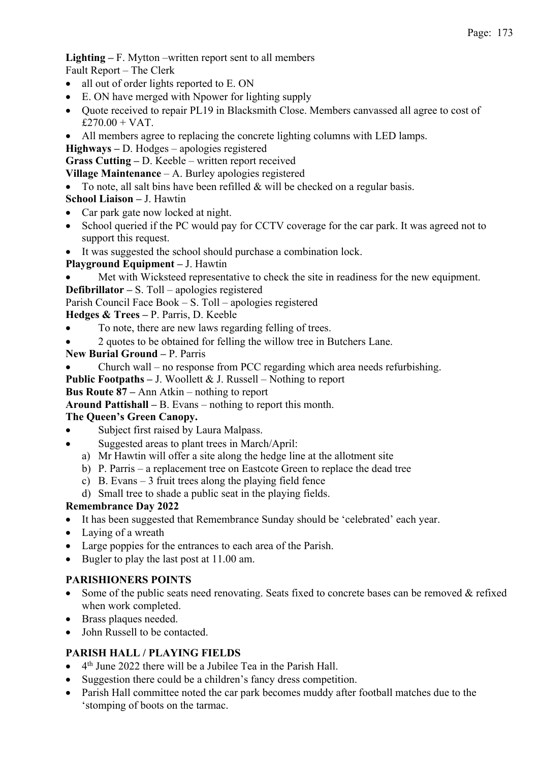**Lighting –** F. Mytton –written report sent to all members

Fault Report – The Clerk

- all out of order lights reported to E. ON
- E. ON have merged with Npower for lighting supply
- Quote received to repair PL19 in Blacksmith Close. Members canvassed all agree to cost of £270.00 + VAT.
- All members agree to replacing the concrete lighting columns with LED lamps.

**Highways –** D. Hodges – apologies registered

**Grass Cutting –** D. Keeble – written report received

**Village Maintenance** – A. Burley apologies registered

- To note, all salt bins have been refilled & will be checked on a regular basis.

**School Liaison –** J. Hawtin

- Car park gate now locked at night.
- School queried if the PC would pay for CCTV coverage for the car park. It was agreed not to support this request.
- It was suggested the school should purchase a combination lock.

**Playground Equipment –** J. Hawtin

- Met with Wicksteed representative to check the site in readiness for the new equipment.

**Defibrillator –** S. Toll – apologies registered

Parish Council Face Book – S. Toll – apologies registered

**Hedges & Trees –** P. Parris, D. Keeble

- To note, there are new laws regarding felling of trees.
- 2 quotes to be obtained for felling the willow tree in Butchers Lane.

**New Burial Ground –** P. Parris

- Church wall – no response from PCC regarding which area needs refurbishing.

**Public Footpaths –** J. Woollett & J. Russell – Nothing to report

**Bus Route 87 –** Ann Atkin – nothing to report

**Around Pattishall –** B. Evans – nothing to report this month.

**The Queen's Green Canopy.**

- Subject first raised by Laura Malpass.
- Suggested areas to plant trees in March/April:
  a) Mr Hawtin will offer a site along the hedge line at the allotment site
  b) P. Parris – a replacement tree on Eastcote Green to replace the dead tree
  c) B. Evans – 3 fruit trees along the playing field fence
  d) Small tree to shade a public seat in the playing fields.

**Remembrance Day 2022**

- It has been suggested that Remembrance Sunday should be 'celebrated' each year.
- Laying of a wreath
- Large poppies for the entrances to each area of the Parish.
- Bugler to play the last post at 11.00 am.

## PARISHIONERS POINTS

- Some of the public seats need renovating. Seats fixed to concrete bases can be removed & refixed when work completed.
- Brass plaques needed.
- John Russell to be contacted.

## PARISH HALL / PLAYING FIELDS

- 4th June 2022 there will be a Jubilee Tea in the Parish Hall.
- Suggestion there could be a children's fancy dress competition.
- Parish Hall committee noted the car park becomes muddy after football matches due to the 'stomping of boots on the tarmac.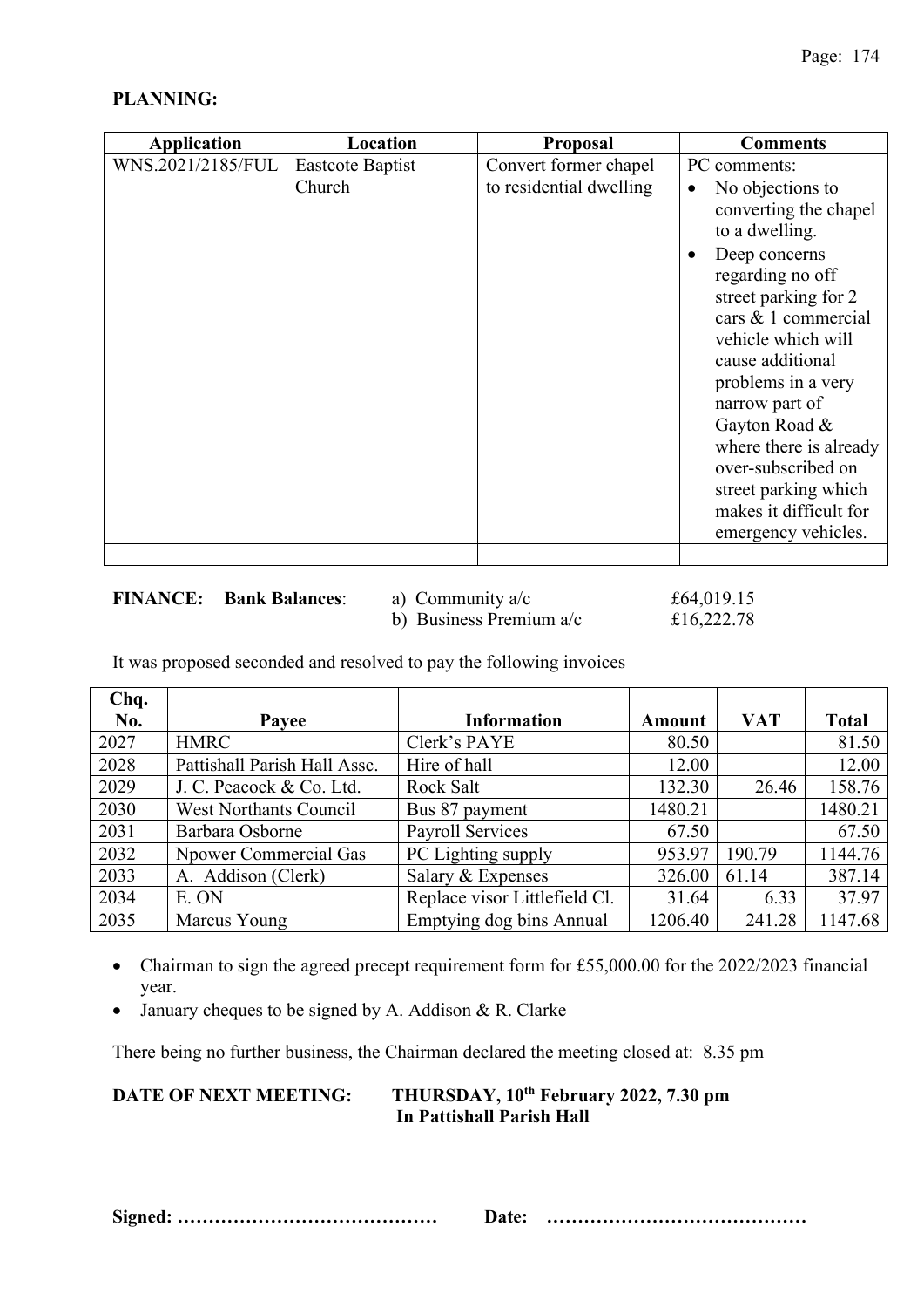**PLANNING:**

| Application | Location | Proposal | Comments |
|---|---|---|---|
| WNS.2021/2185/FUL | Eastcote Baptist Church | Convert former chapel to residential dwelling | PC comments:<br>• No objections to converting the chapel to a dwelling.<br>• Deep concerns regarding no off street parking for 2 cars & 1 commercial vehicle which will cause additional problems in a very narrow part of Gayton Road & where there is already over-subscribed on street parking which makes it difficult for emergency vehicles. |
| | | | |

**FINANCE: Bank Balances**:

a) Community a/c £64,019.15
b) Business Premium a/c £16,222.78

It was proposed seconded and resolved to pay the following invoices

| Chq. No. | Payee | Information | Amount | VAT | Total |
|---|---|---|---|---|---|
| 2027 | HMRC | Clerk's PAYE | 80.50 | | 81.50 |
| 2028 | Pattishall Parish Hall Assc. | Hire of hall | 12.00 | | 12.00 |
| 2029 | J. C. Peacock & Co. Ltd. | Rock Salt | 132.30 | 26.46 | 158.76 |
| 2030 | West Northants Council | Bus 87 payment | 1480.21 | | 1480.21 |
| 2031 | Barbara Osborne | Payroll Services | 67.50 | | 67.50 |
| 2032 | Npower Commercial Gas | PC Lighting supply | 953.97 | 190.79 | 1144.76 |
| 2033 | A. Addison (Clerk) | Salary & Expenses | 326.00 | 61.14 | 387.14 |
| 2034 | E. ON | Replace visor Littlefield Cl. | 31.64 | 6.33 | 37.97 |
| 2035 | Marcus Young | Emptying dog bins Annual | 1206.40 | 241.28 | 1147.68 |

- Chairman to sign the agreed precept requirement form for £55,000.00 for the 2022/2023 financial year.
- January cheques to be signed by A. Addison & R. Clarke

There being no further business, the Chairman declared the meeting closed at: 8.35 pm

**DATE OF NEXT MEETING: THURSDAY, 10th February 2022, 7.30 pm In Pattishall Parish Hall**

**Signed: ……………………………………  Date: ……………………………………**